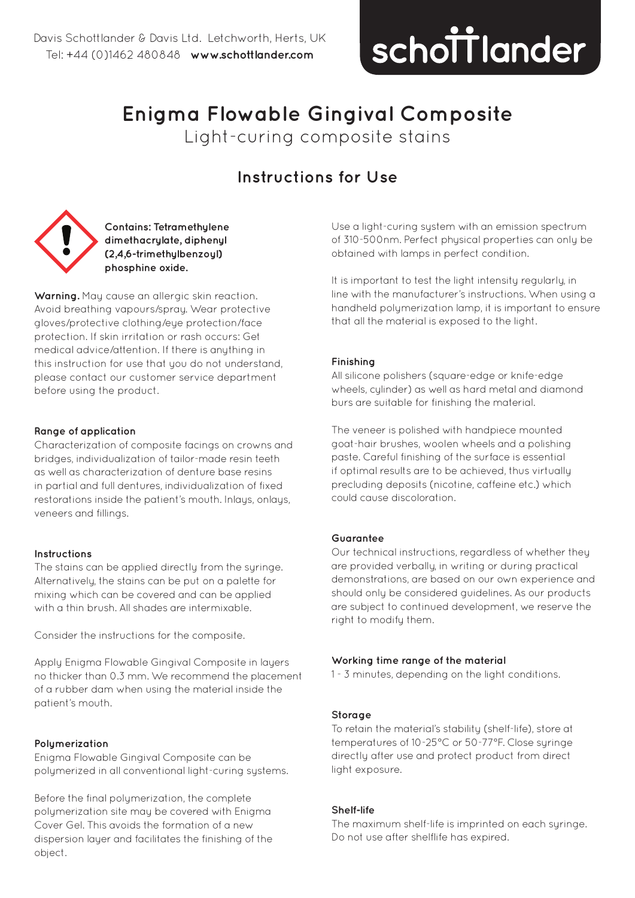Davis Schottlander & Davis Ltd. Letchworth, Herts, UK
Tel: +44 (0)1462 480848 **www.schottlander.com**

schottlander

# Enigma Flowable Gingival Composite

Light-curing composite stains

## Instructions for Use

**Contains: Tetramethylene dimethacrylate, diphenyl (2,4,6-trimethylbenzoyl) phosphine oxide.**

**Warning.** May cause an allergic skin reaction. Avoid breathing vapours/spray. Wear protective gloves/protective clothing/eye protection/face protection. If skin irritation or rash occurs: Get medical advice/attention. If there is anything in this instruction for use that you do not understand, please contact our customer service department before using the product.

### Range of application

Characterization of composite facings on crowns and bridges, individualization of tailor-made resin teeth as well as characterization of denture base resins in partial and full dentures, individualization of fixed restorations inside the patient's mouth. Inlays, onlays, veneers and fillings.

### Instructions

The stains can be applied directly from the syringe. Alternatively, the stains can be put on a palette for mixing which can be covered and can be applied with a thin brush. All shades are intermixable.

Consider the instructions for the composite.

Apply Enigma Flowable Gingival Composite in layers no thicker than 0.3 mm. We recommend the placement of a rubber dam when using the material inside the patient's mouth.

### Polymerization

Enigma Flowable Gingival Composite can be polymerized in all conventional light-curing systems.

Before the final polymerization, the complete polymerization site may be covered with Enigma Cover Gel. This avoids the formation of a new dispersion layer and facilitates the finishing of the object.

Use a light-curing system with an emission spectrum of 310-500nm. Perfect physical properties can only be obtained with lamps in perfect condition.

It is important to test the light intensity regularly, in line with the manufacturer's instructions. When using a handheld polymerization lamp, it is important to ensure that all the material is exposed to the light.

### Finishing

All silicone polishers (square-edge or knife-edge wheels, cylinder) as well as hard metal and diamond burs are suitable for finishing the material.

The veneer is polished with handpiece mounted goat-hair brushes, woolen wheels and a polishing paste. Careful finishing of the surface is essential if optimal results are to be achieved, thus virtually precluding deposits (nicotine, caffeine etc.) which could cause discoloration.

### Guarantee

Our technical instructions, regardless of whether they are provided verbally, in writing or during practical demonstrations, are based on our own experience and should only be considered guidelines. As our products are subject to continued development, we reserve the right to modify them.

### Working time range of the material

1 - 3 minutes, depending on the light conditions.

### Storage

To retain the material's stability (shelf-life), store at temperatures of 10-25°C or 50-77°F. Close syringe directly after use and protect product from direct light exposure.

### Shelf-life

The maximum shelf-life is imprinted on each syringe. Do not use after shelflife has expired.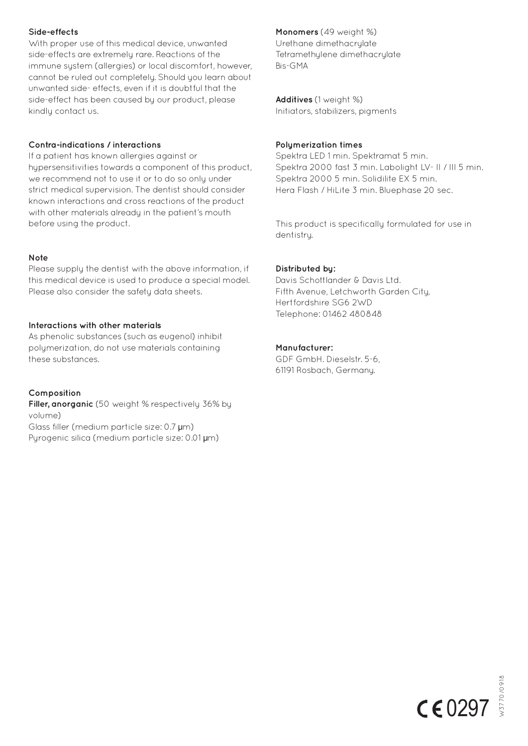**Side-effects**

With proper use of this medical device, unwanted side-effects are extremely rare. Reactions of the immune system (allergies) or local discomfort, however, cannot be ruled out completely. Should you learn about unwanted side- effects, even if it is doubtful that the side-effect has been caused by our product, please kindly contact us.

**Contra-indications / interactions**

If a patient has known allergies against or hypersensitivities towards a component of this product, we recommend not to use it or to do so only under strict medical supervision. The dentist should consider known interactions and cross reactions of the product with other materials already in the patient's mouth before using the product.

**Note**

Please supply the dentist with the above information, if this medical device is used to produce a special model. Please also consider the safety data sheets.

**Interactions with other materials**

As phenolic substances (such as eugenol) inhibit polymerization, do not use materials containing these substances.

**Composition**

**Filler, anorganic** (50 weight % respectively 36% by volume)
Glass filler (medium particle size: 0.7 µm)
Pyrogenic silica (medium particle size: 0.01 µm)

**Monomers** (49 weight %)
Urethane dimethacrylate
Tetramethylene dimethacrylate
Bis-GMA

**Additives** (1 weight %)
Initiators, stabilizers, pigments

**Polymerization times**

Spektra LED 1 min. Spektramat 5 min.
Spektra 2000 fast 3 min. Labolight LV- II / III 5 min.
Spektra 2000 5 min. Solidilite EX 5 min.
Hera Flash / HiLite 3 min. Bluephase 20 sec.

This product is specifically formulated for use in dentistry.

**Distributed by:**

Davis Schottlander & Davis Ltd.
Fifth Avenue, Letchworth Garden City,
Hertfordshire SG6 2WD
Telephone: 01462 480848

**Manufacturer:**

GDF GmbH. Dieselstr. 5-6,
61191 Rosbach, Germany.

CE 0297

W3770/0918